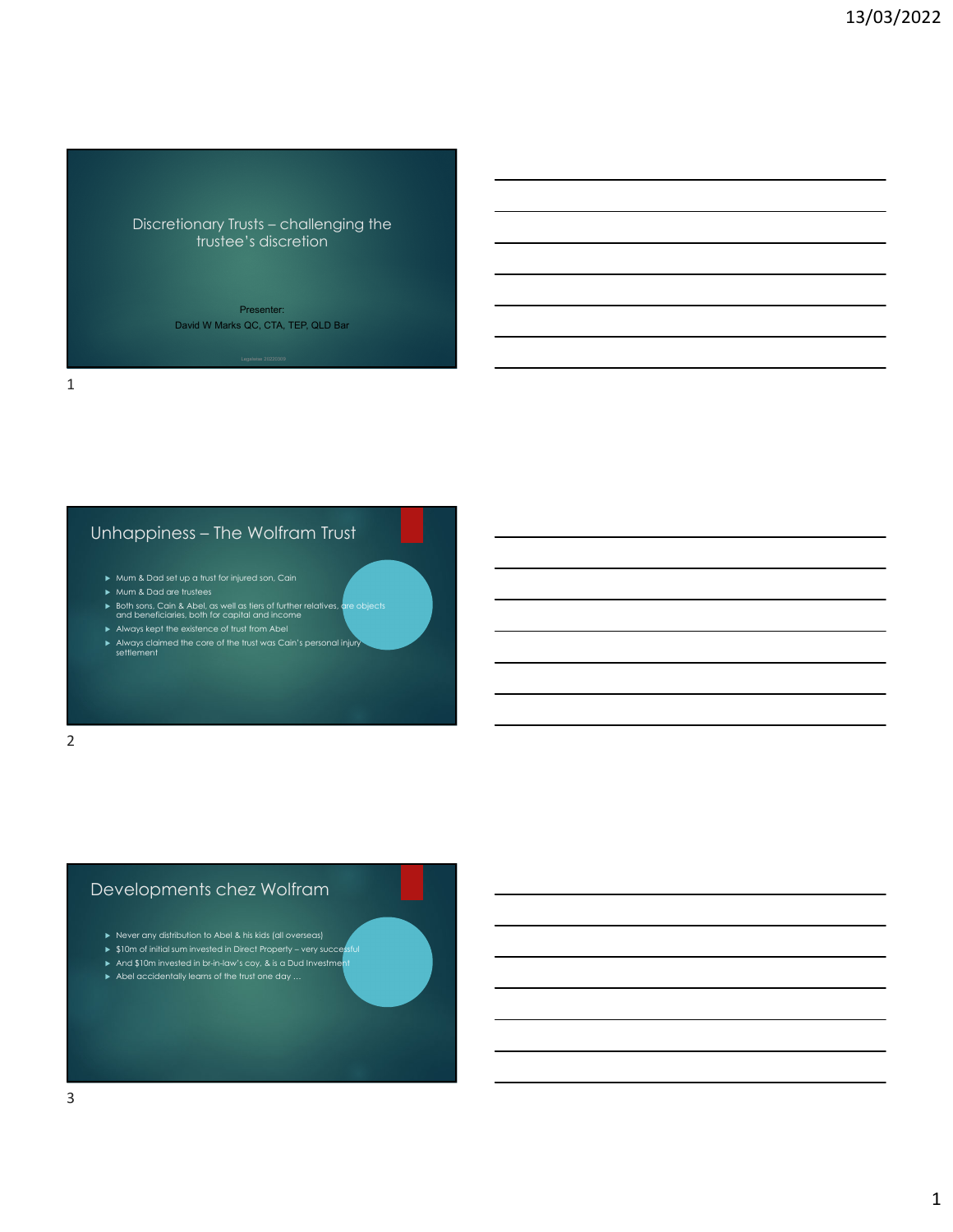## Discretionary Trusts – challenging the trustee's discretion

Presenter:
David W Marks QC, CTA, TEP, QLD Bar

## Unhappiness – The Wolfram Trust

- Mum & Dad set up a trust for injured son, Cain
- Mum & Dad are trustees
- Both sons, Cain & Abel, as well as tiers of further relatives, are objects and beneficiaries, both for capital and income
- Always kept the existence of trust from Abel
- Always claimed the core of the trust was Cain's personal injury settlement

## Developments chez Wolfram

- Never any distribution to Abel & his kids (all overseas)
- $10m of initial sum invested in Direct Property – very successful
- And $10m invested in br-in-law's coy, & is a Dud Investment
- Abel accidentally learns of the trust one day …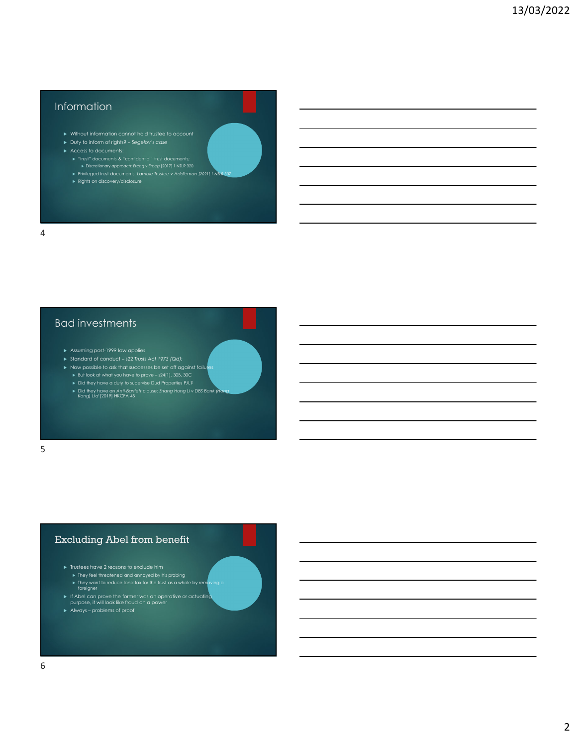## Information

- Without information cannot hold trustee to account
- Duty to inform of rights? – *Segelov's case*
- Access to documents:
  - "trust" documents & "confidential" trust documents;
    - Discretionary approach: *Erceg v Erceg* [2017] 1 NZLR 320
  - Privileged trust documents: *Lambie Trustee v Addleman* [2021] 1 NZLR 307
  - Rights on discovery/disclosure

## Bad investments

- Assuming post-1999 law applies
- Standard of conduct – s22 *Trusts Act 1973 (Qd)*;
- Now possible to ask that successes be set off against failures
  - But look at what you have to prove – s24(1), 30B, 30C
  - Did they have a duty to supervise Dud Properties P/L?
  - Did they have an *Anti-Bartlett clause*: *Zhang Hong Li v DBS Bank (Hong Kong) Ltd* [2019] HKCFA 45

## Excluding Abel from benefit

- Trustees have 2 reasons to exclude him
  - They feel threatened and annoyed by his probing
  - They want to reduce land tax for the trust as a whole by removing a foreigner
- If Abel can prove the former was an operative or actuating purpose, it will look like fraud on a power
- Always – problems of proof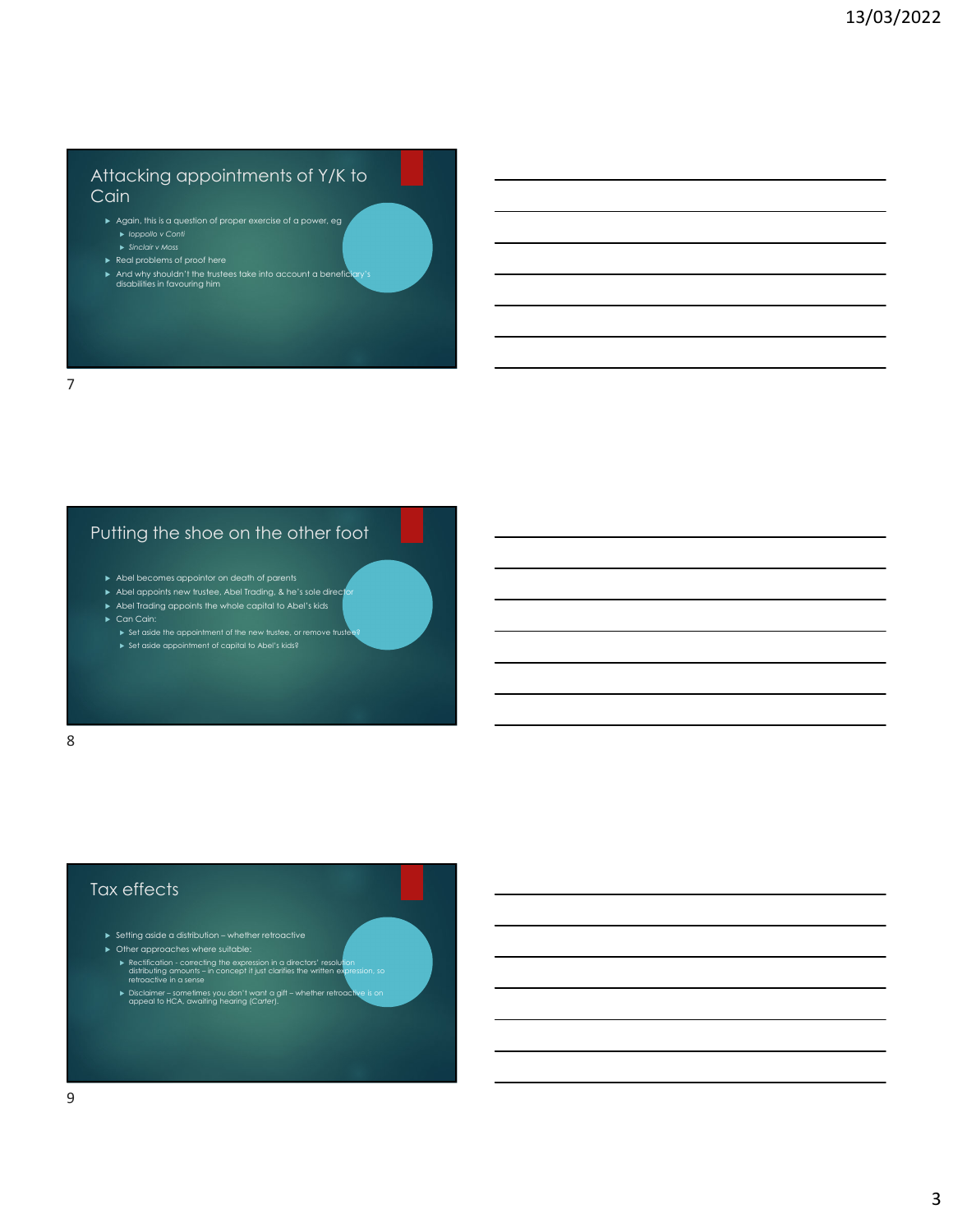## Attacking appointments of Y/K to Cain

- Again, this is a question of proper exercise of a power, eg
  - *Ioppollo v Conti*
  - *Sinclair v Moss*
- Real problems of proof here
- And why shouldn't the trustees take into account a beneficiary's disabilities in favouring him

## Putting the shoe on the other foot

- Abel becomes appointor on death of parents
- Abel appoints new trustee, Abel Trading, & he's sole director
- Abel Trading appoints the whole capital to Abel's kids
- Can Cain:
  - Set aside the appointment of the new trustee, or remove trustee?
  - Set aside appointment of capital to Abel's kids?

## Tax effects

- Setting aside a distribution – whether retroactive
- Other approaches where suitable:
  - Rectification - correcting the expression in a directors' resolution distributing amounts – in concept it just clarifies the written expression, so retroactive in a sense
  - Disclaimer – sometimes you don't want a gift – whether retroactive is on appeal to HCA, awaiting hearing (Carter).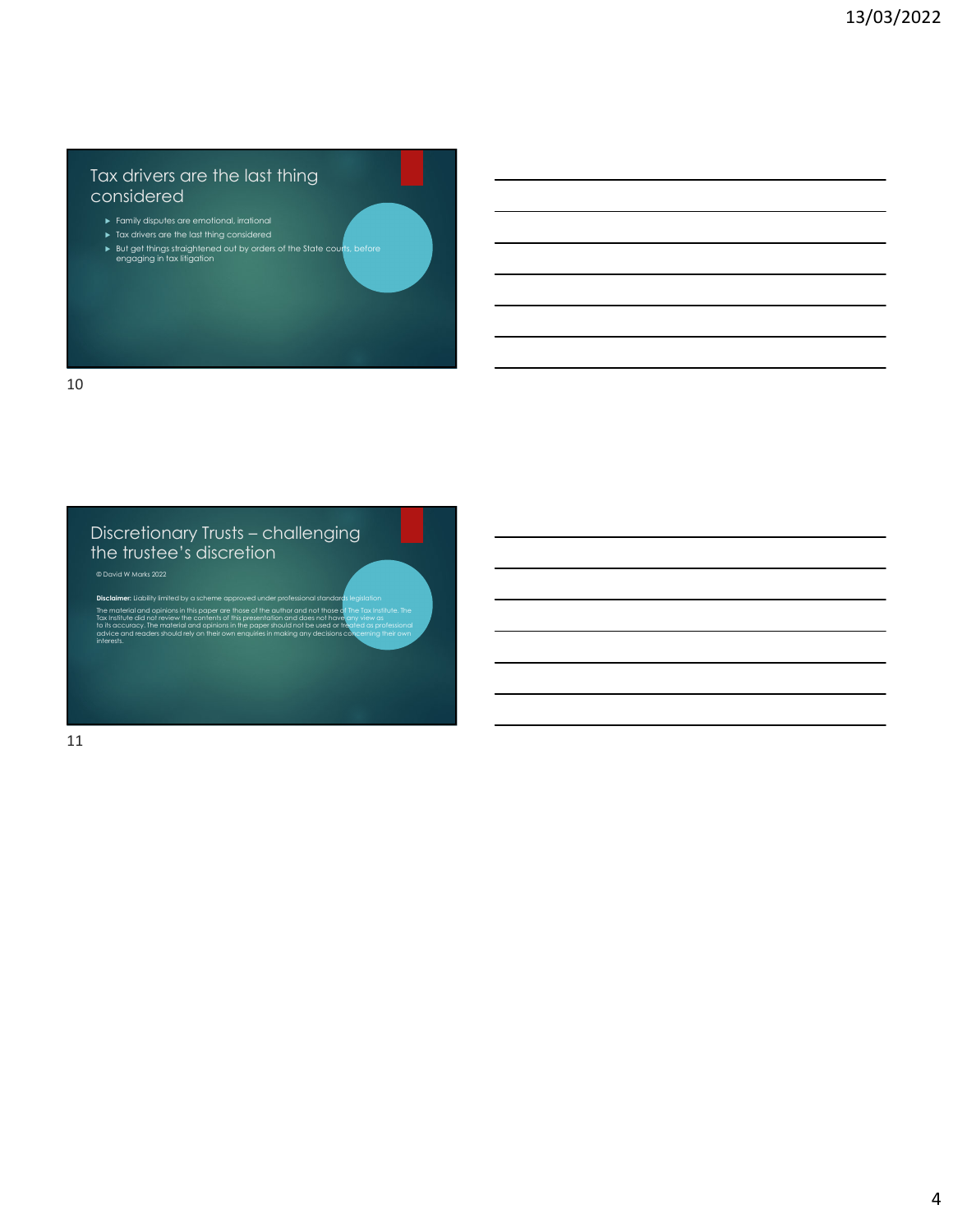## Tax drivers are the last thing considered

- Family disputes are emotional, irrational
- Tax drivers are the last thing considered
- But get things straightened out by orders of the State courts, before engaging in tax litigation

## Discretionary Trusts – challenging the trustee's discretion

© David W Marks 2022

**Disclaimer:** Liability limited by a scheme approved under professional standards legislation

The material and opinions in this paper are those of the author and not those of The Tax Institute. The Tax Institute did not review the contents of this presentation and does not have any view as to its accuracy. The material and opinions in the paper should not be used or treated as professional advice and readers should rely on their own enquiries in making any decisions concerning their own interests.